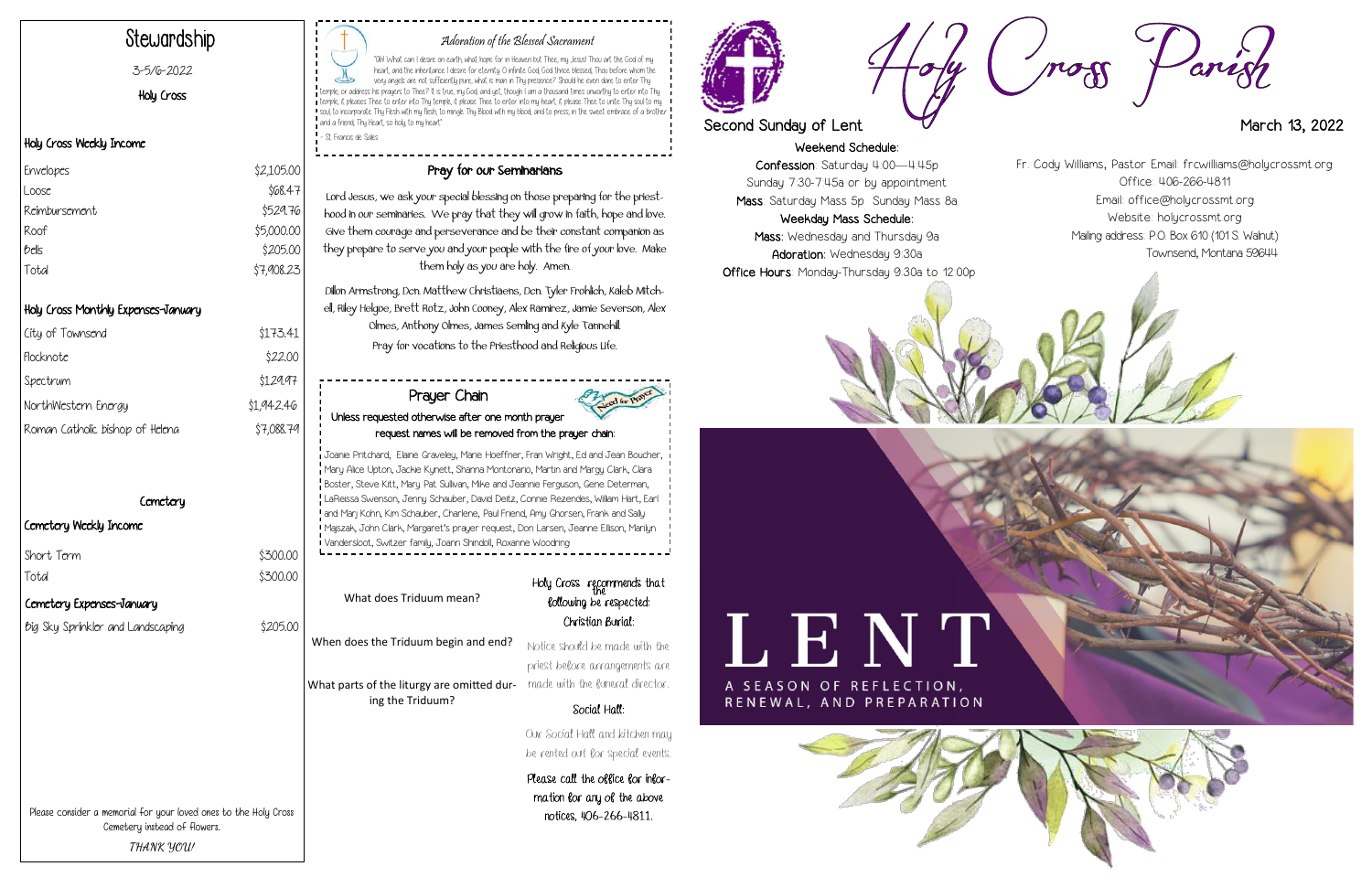# Stewardship

3-5/6-2022

Holy Cross

## Holy Cross Weekly Income

| | |
|---|---|
| Envelopes | $2,105.00 |
| Loose | $68.47 |
| Reimbursement | $529.76 |
| Roof | $5,000.00 |
| Bells | $205.00 |
| Total | $7,908.23 |

## Holy Cross Monthly Expenses-January

| | |
|---|---|
| City of Townsend | $173.41 |
| Flocknote | $22.00 |
| Spectrum | $129.97 |
| NorthWestern Energy | $1,942.46 |
| Roman Catholic bishop of Helena | $7,088.79 |

## Cemetery

### Cemetery Weekly Income

| | |
|---|---|
| Short Term | $300.00 |
| Total | $300.00 |

### Cemetery Expenses-January

| | |
|---|---|
| Big Sky Sprinkler and Landscaping | $205.00 |

Please consider a memorial for your loved ones to the Holy Cross Cemetery instead of flowers.

*THANK YOU!*

## *Adoration of the Blessed Sacrament*

"Oh! What can I desire on earth, what hope for in Heaven but Thee, my Jesus! Thou art the God of my heart, and the inheritance I desire for eternity. O infinite God, God thrice blessed, Thou before whom the very angels are not sufficiently pure, what is man in Thy presence? Should he even dare to enter Thy temple, or address his prayers to Thee? It is true, my God, and yet, though I am a thousand times unworthy to enter into Thy temple, it pleases Thee to enter into Thy temple, it please Thee to enter into my heart, it please Thee to unite Thy soul to my soul, to incorporate Thy Flesh with my flesh, to mingle Thy Blood with my blood, and to press, in the sweet embrace of a brother and a friend, Thy Heart, so holy to my heart."

- St. Francis de Sales

## Pray for our Seminarians

Lord Jesus, we ask your special blessing on those preparing for the priesthood in our seminaries. We pray that they will grow in faith, hope and love. Give them courage and perseverance and be their constant companion as they prepare to serve you and your people with the fire of your love. Make them holy as you are holy. Amen.

Dillon Armstrong, Dcn. Matthew Christiaens, Dcn. Tyler Frohlich, Kaleb Mitchell, Riley Helgoe, Brett Rotz, John Cooney, Alex Ramirez, Jamie Severson, Alex Olmes, Anthony Olmes, James Semling and Kyle Tannehill.

Pray for vocations to the Priesthood and Religious Life.

## Prayer Chain

Need for Prayer

Unless requested otherwise after one month prayer request names will be removed from the prayer chain:

Joanie Pritchard, Elaine Graveley, Marie Hoeffner, Fran Wright, Ed and Jean Boucher, Mary Alice Upton, Jackie Kynett, Shanna Montonario, Martin and Margy Clark, Clara Boster, Steve Kitt, Mary Pat Sullivan, Mike and Jeannie Ferguson, Gene Determan, LaReissa Swenson, Jenny Schauber, David Deitz, Connie Rezendes, William Hart, Earl and Marj Kohn, Kim Schauber, Charlene, Paul Friend, Amy Ghorsen, Frank and Sally Majszak, John Clark, Margaret's prayer request, Don Larsen, Jeanne Ellison, Marilyn Vandersloot, Switzer family, Joann Shindoll, Roxanne Woodring

What does Triduum mean?

When does the Triduum begin and end?

What parts of the liturgy are omitted during the Triduum?

Holy Cross recommends that the following be respected:

**Christian Burial:**

Notice should be made with the priest before arrangements are made with the funeral director.

**Social Hall:**

Our Social Hall and kitchen may be rented out for special events.

Please call the office for information for any of the above notices, 406-266-4811.

# Holy Cross Parish

**Second Sunday of Lent** — March 13, 2022

**Weekend Schedule:**

**Confession**: Saturday 4:00—4:45p

Sunday 7:30-7:45a or by appointment

**Mass**: Saturday Mass 5p Sunday Mass 8a

**Weekday Mass Schedule:**

**Mass**: Wednesday and Thursday 9a

**Adoration**: Wednesday 9:30a

**Office Hours**: Monday-Thursday 9:30a to 12:00p

Fr. Cody Williams, Pastor Email: frcwilliams@holycrossmt.org

Office: 406-266-4811

Email: office@holycrossmt.org

Website: holycrossmt.org

Mailing address: P.O. Box 610 (101 S. Walnut)

Townsend, Montana 59644

# LENT

A SEASON OF REFLECTION, RENEWAL, AND PREPARATION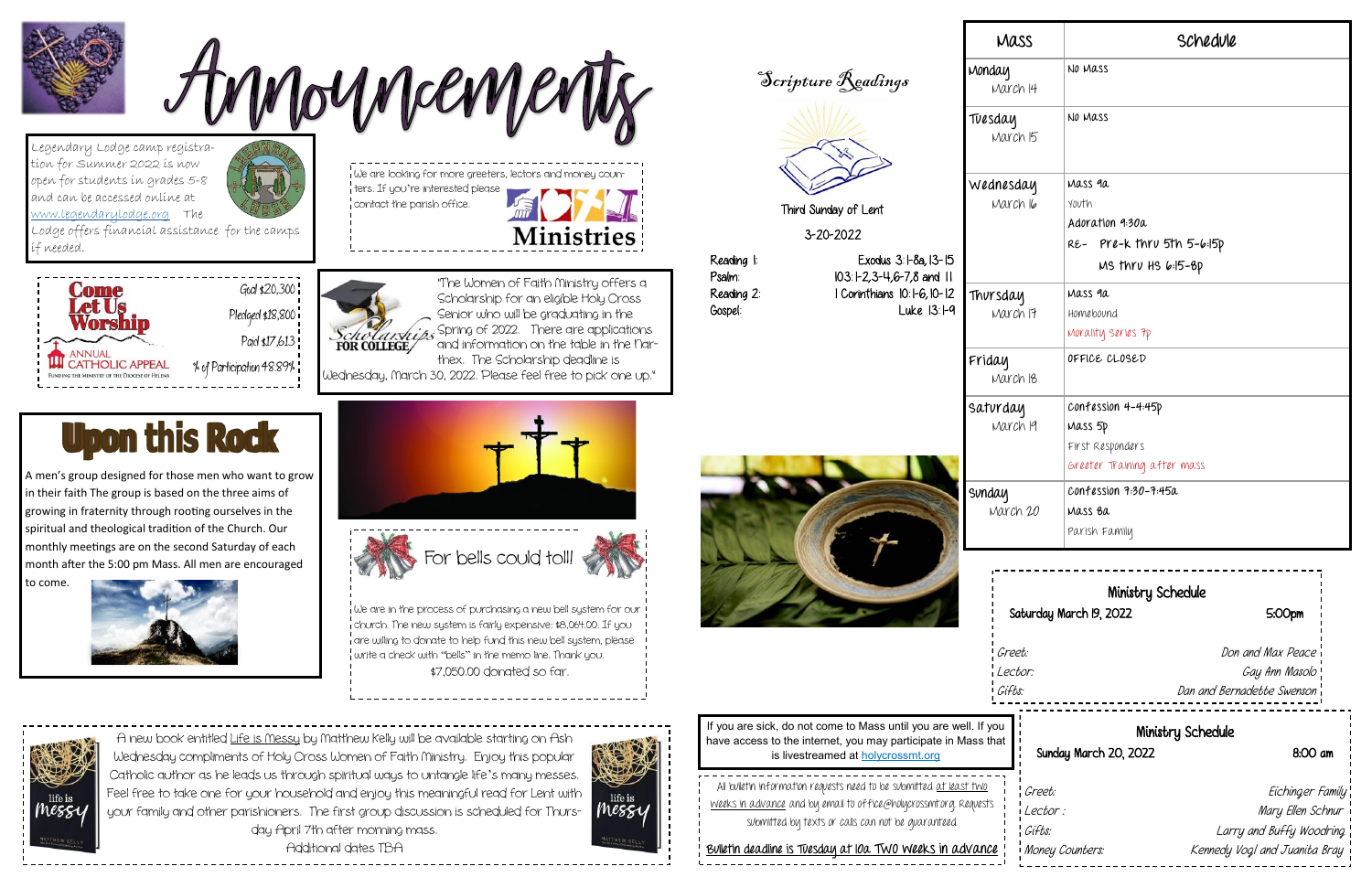# Announcements

Legendary Lodge camp registration for Summer 2022 is now open for students in grades 5-8 and can be accessed online at www.legendarylodge.org. The Lodge offers financial assistance for the camps if needed.

We are looking for more greeters, lectors and money counters. If you're interested please contact the parish office.

**Ministries**

**Come Let Us Worship**
ANNUAL CATHOLIC APPEAL
FUNDING THE MINISTRY OF THE DIOCESE OF HELENA

| | |
|---|---|
| Goal | $20,300 |
| Pledged | $18,800 |
| Paid | $17,613 |
| % of Participation | 48.89% |

**Scholarships FOR COLLEGE**

"The Women of Faith Ministry offers a Scholarship for an eligible Holy Cross Senior who will be graduating in the Spring of 2022. There are applications and information on the table in the Narthex. The Scholarship deadline is Wednesday, March 30, 2022. Please feel free to pick one up."

## Upon this Rock

A men's group designed for those men who want to grow in their faith The group is based on the three aims of growing in fraternity through rooting ourselves in the spiritual and theological tradition of the Church. Our monthly meetings are on the second Saturday of each month after the 5:00 pm Mass. All men are encouraged to come.

## For bells could toll!

We are in the process of purchasing a new bell system for our church. The new system is fairly expensive: $8,064.00. If you are willing to donate to help fund this new bell system, please write a check with "bells" in the memo line. Thank you.

$7,050.00 donated so far.

A new book entitled Life is Messy by Matthew Kelly will be available starting on Ash Wednesday compliments of Holy Cross Women of Faith Ministry. Enjoy this popular Catholic author as he leads us through spiritual ways to untangle life's many messes. Feel free to take one for your household and enjoy this meaningful read for Lent with your family and other parishioners. The first group discussion is scheduled for Thursday April 7th after morning mass.
Additional dates TBA

## Scripture Readings

Third Sunday of Lent

3-20-2022

| | |
|---|---|
| Reading I: | Exodus 3:1-8a, 13-15 |
| Psalm: | 103:1-2,3-4,6-7,8 and 11 |
| Reading 2: | I Corinthians 10:1-6, 10-12 |
| Gospel: | Luke 13:1-9 |

| Mass | Schedule |
|---|---|
| Monday March 14 | No Mass |
| Tuesday March 15 | No Mass |
| Wednesday March 16 | Mass 9a<br>Youth<br>Adoration 9:30a<br>RE- Pre-K thru 5th 5-6:15p<br>MS thru HS 6:15-8p |
| Thursday March 17 | Mass 9a<br>Homebound<br>Morality Series 7p |
| Friday March 18 | OFFICE CLOSED |
| Saturday March 19 | Confession 4-4:45p<br>Mass 5p<br>First Responders<br>Greeter Training after mass |
| Sunday March 20 | Confession 7:30-7:45a<br>Mass 8a<br>Parish Family |

### Ministry Schedule

Saturday March 19, 2022 — 5:00pm

| | |
|---|---|
| Greet: | Don and Max Peace |
| Lector: | Gay Ann Masolo |
| Gifts: | Dan and Bernadette Swenson |

### Ministry Schedule

Sunday March 20, 2022 — 8:00 am

| | |
|---|---|
| Greet: | Eichinger Family |
| Lector : | Mary Ellen Schnur |
| Gifts: | Larry and Buffy Woodring |
| Money Counters: | Kennedy Vogl and Juanita Bray |

If you are sick, do not come to Mass until you are well. If you have access to the internet, you may participate in Mass that is livestreamed at holycrossmt.org

All bulletin information requests need to be submitted at least two weeks in advance and by email to office@holycrossmt.org. Requests submitted by texts or calls can not be guaranteed.

Bulletin deadline is Tuesday at 10a TWO weeks in advance